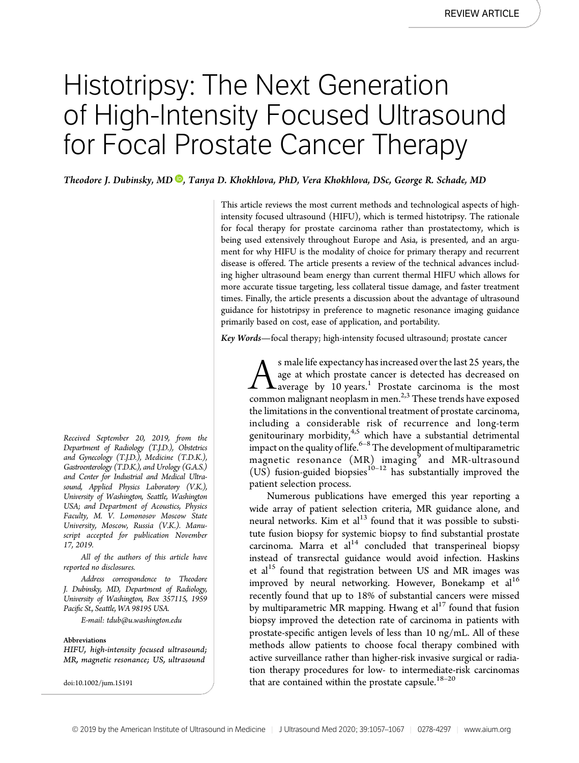REVIEW ARTICLE

# Histotripsy: The Next Generation of High-Intensity Focused Ultrasound for Focal Prostate Cancer Therapy

*Theodore J. Dubinsky, MD, Tanya D. Khokhlova, PhD, Vera Khokhlova, DSc, George R. Schade, MD*

This article reviews the most current methods and technological aspects of high-intensity focused ultrasound (HIFU), which is termed histotripsy. The rationale for focal therapy for prostate carcinoma rather than prostatectomy, which is being used extensively throughout Europe and Asia, is presented, and an argument for why HIFU is the modality of choice for primary therapy and recurrent disease is offered. The article presents a review of the technical advances including higher ultrasound beam energy than current thermal HIFU which allows for more accurate tissue targeting, less collateral tissue damage, and faster treatment times. Finally, the article presents a discussion about the advantage of ultrasound guidance for histotripsy in preference to magnetic resonance imaging guidance primarily based on cost, ease of application, and portability.

*Key Words*—focal therapy; high-intensity focused ultrasound; prostate cancer

As male life expectancy has increased over the last 25 years, the age at which prostate cancer is detected has decreased on average by 10 years.[1] Prostate carcinoma is the most common malignant neoplasm in men.[2,3] These trends have exposed the limitations in the conventional treatment of prostate carcinoma, including a considerable risk of recurrence and long-term genitourinary morbidity,[4,5] which have a substantial detrimental impact on the quality of life.[6–8] The development of multiparametric magnetic resonance (MR) imaging[9] and MR-ultrasound (US) fusion-guided biopsies[10–12] has substantially improved the patient selection process.

Numerous publications have emerged this year reporting a wide array of patient selection criteria, MR guidance alone, and neural networks. Kim et al[13] found that it was possible to substitute fusion biopsy for systemic biopsy to find substantial prostate carcinoma. Marra et al[14] concluded that transperineal biopsy instead of transrectal guidance would avoid infection. Haskins et al[15] found that registration between US and MR images was improved by neural networking. However, Bonekamp et al[16] recently found that up to 18% of substantial cancers were missed by multiparametric MR mapping. Hwang et al[17] found that fusion biopsy improved the detection rate of carcinoma in patients with prostate-specific antigen levels of less than 10 ng/mL. All of these methods allow patients to choose focal therapy combined with active surveillance rather than higher-risk invasive surgical or radiation therapy procedures for low- to intermediate-risk carcinomas that are contained within the prostate capsule.[18–20]

*Received September 20, 2019, from the Department of Radiology (T.J.D.), Obstetrics and Gynecology (T.J.D.), Medicine (T.D.K.), Gastroenterology (T.D.K.), and Urology (G.A.S.) and Center for Industrial and Medical Ultrasound, Applied Physics Laboratory (V.K.), University of Washington, Seattle, Washington USA; and Department of Acoustics, Physics Faculty, M. V. Lomonosov Moscow State University, Moscow, Russia (V.K.). Manuscript accepted for publication November 17, 2019.*

*All of the authors of this article have reported no disclosures.*

*Address correspondence to Theodore J. Dubinsky, MD, Department of Radiology, University of Washington, Box 357115, 1959 Pacific St., Seattle, WA 98195 USA.*

*E-mail: tdub@u.washington.edu*

**Abbreviations**

*HIFU, high-intensity focused ultrasound; MR, magnetic resonance; US, ultrasound*

doi:10.1002/jum.15191

© 2019 by the American Institute of Ultrasound in Medicine | 0278-4297 | www.aium.org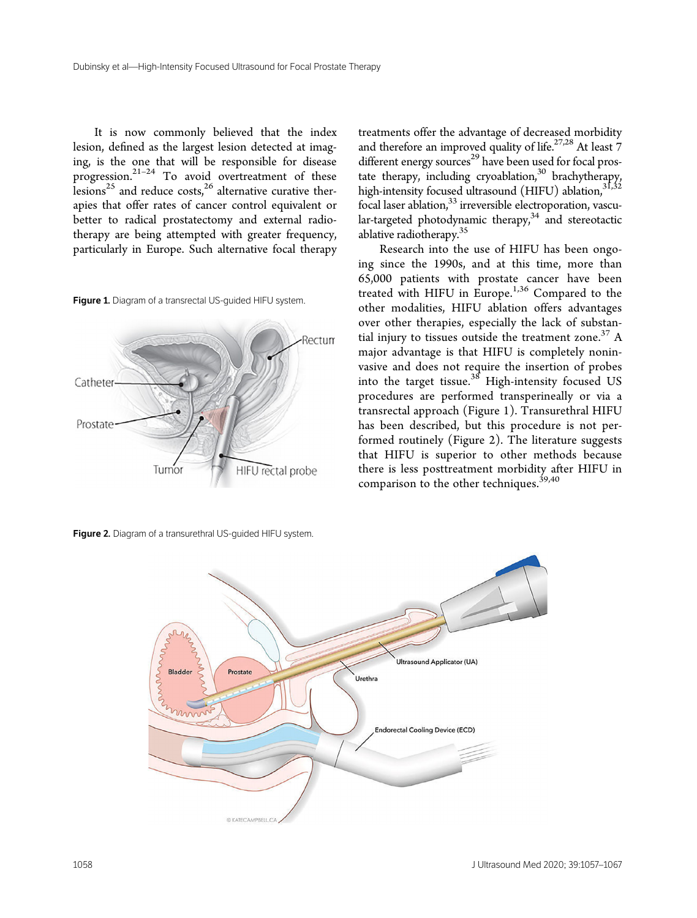It is now commonly believed that the index lesion, defined as the largest lesion detected at imaging, is the one that will be responsible for disease progression.[21–24] To avoid overtreatment of these lesions[25] and reduce costs,[26] alternative curative therapies that offer rates of cancer control equivalent or better to radical prostatectomy and external radiotherapy are being attempted with greater frequency, particularly in Europe. Such alternative focal therapy treatments offer the advantage of decreased morbidity and therefore an improved quality of life.[27,28] At least 7 different energy sources[29] have been used for focal prostate therapy, including cryoablation,[30] brachytherapy, high-intensity focused ultrasound (HIFU) ablation,[31,32] focal laser ablation,[33] irreversible electroporation, vascular-targeted photodynamic therapy,[34] and stereotactic ablative radiotherapy.[35]

Figure 1. Diagram of a transrectal US-guided HIFU system.

Research into the use of HIFU has been ongoing since the 1990s, and at this time, more than 65,000 patients with prostate cancer have been treated with HIFU in Europe.[1,36] Compared to the other modalities, HIFU ablation offers advantages over other therapies, especially the lack of substantial injury to tissues outside the treatment zone.[37] A major advantage is that HIFU is completely noninvasive and does not require the insertion of probes into the target tissue.[38] High-intensity focused US procedures are performed transperineally or via a transrectal approach (Figure 1). Transurethral HIFU has been described, but this procedure is not performed routinely (Figure 2). The literature suggests that HIFU is superior to other methods because there is less posttreatment morbidity after HIFU in comparison to the other techniques.[39,40]

Figure 2. Diagram of a transurethral US-guided HIFU system.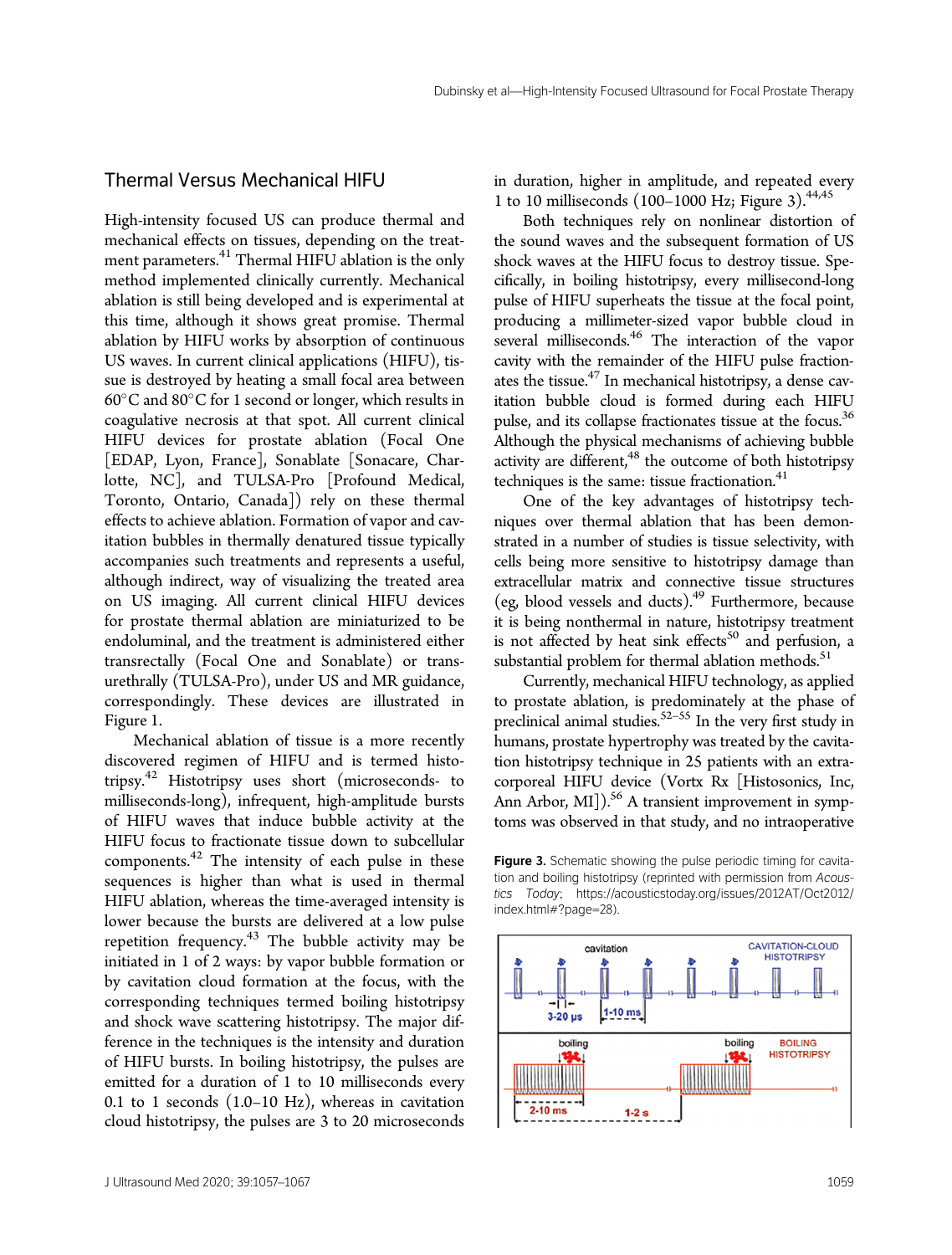## Thermal Versus Mechanical HIFU

High-intensity focused US can produce thermal and mechanical effects on tissues, depending on the treatment parameters.[41] Thermal HIFU ablation is the only method implemented clinically currently. Mechanical ablation is still being developed and is experimental at this time, although it shows great promise. Thermal ablation by HIFU works by absorption of continuous US waves. In current clinical applications (HIFU), tissue is destroyed by heating a small focal area between 60°C and 80°C for 1 second or longer, which results in coagulative necrosis at that spot. All current clinical HIFU devices for prostate ablation (Focal One [EDAP, Lyon, France], Sonablate [Sonacare, Charlotte, NC], and TULSA-Pro [Profound Medical, Toronto, Ontario, Canada]) rely on these thermal effects to achieve ablation. Formation of vapor and cavitation bubbles in thermally denatured tissue typically accompanies such treatments and represents a useful, although indirect, way of visualizing the treated area on US imaging. All current clinical HIFU devices for prostate thermal ablation are miniaturized to be endoluminal, and the treatment is administered either transrectally (Focal One and Sonablate) or transurethrally (TULSA-Pro), under US and MR guidance, correspondingly. These devices are illustrated in Figure 1.

Mechanical ablation of tissue is a more recently discovered regimen of HIFU and is termed histotripsy.[42] Histotripsy uses short (microseconds- to milliseconds-long), infrequent, high-amplitude bursts of HIFU waves that induce bubble activity at the HIFU focus to fractionate tissue down to subcellular components.[42] The intensity of each pulse in these sequences is higher than what is used in thermal HIFU ablation, whereas the time-averaged intensity is lower because the bursts are delivered at a low pulse repetition frequency.[43] The bubble activity may be initiated in 1 of 2 ways: by vapor bubble formation or by cavitation cloud formation at the focus, with the corresponding techniques termed boiling histotripsy and shock wave scattering histotripsy. The major difference in the techniques is the intensity and duration of HIFU bursts. In boiling histotripsy, the pulses are emitted for a duration of 1 to 10 milliseconds every 0.1 to 1 seconds (1.0–10 Hz), whereas in cavitation cloud histotripsy, the pulses are 3 to 20 microseconds in duration, higher in amplitude, and repeated every 1 to 10 milliseconds (100–1000 Hz; Figure 3).[44,45]

Both techniques rely on nonlinear distortion of the sound waves and the subsequent formation of US shock waves at the HIFU focus to destroy tissue. Specifically, in boiling histotripsy, every millisecond-long pulse of HIFU superheats the tissue at the focal point, producing a millimeter-sized vapor bubble cloud in several milliseconds.[46] The interaction of the vapor cavity with the remainder of the HIFU pulse fractionates the tissue.[47] In mechanical histotripsy, a dense cavitation bubble cloud is formed during each HIFU pulse, and its collapse fractionates tissue at the focus.[36] Although the physical mechanisms of achieving bubble activity are different,[48] the outcome of both histotripsy techniques is the same: tissue fractionation.[41]

One of the key advantages of histotripsy techniques over thermal ablation that has been demonstrated in a number of studies is tissue selectivity, with cells being more sensitive to histotripsy damage than extracellular matrix and connective tissue structures (eg, blood vessels and ducts).[49] Furthermore, because it is being nonthermal in nature, histotripsy treatment is not affected by heat sink effects[50] and perfusion, a substantial problem for thermal ablation methods.[51]

Currently, mechanical HIFU technology, as applied to prostate ablation, is predominately at the phase of preclinical animal studies.[52–55] In the very first study in humans, prostate hypertrophy was treated by the cavitation histotripsy technique in 25 patients with an extracorporeal HIFU device (Vortx Rx [Histosonics, Inc, Ann Arbor, MI]).[56] A transient improvement in symptoms was observed in that study, and no intraoperative

**Figure 3.** Schematic showing the pulse periodic timing for cavitation and boiling histotripsy (reprinted with permission from *Acoustics Today*; https://acousticstoday.org/issues/2012AT/Oct2012/index.html#?page=28).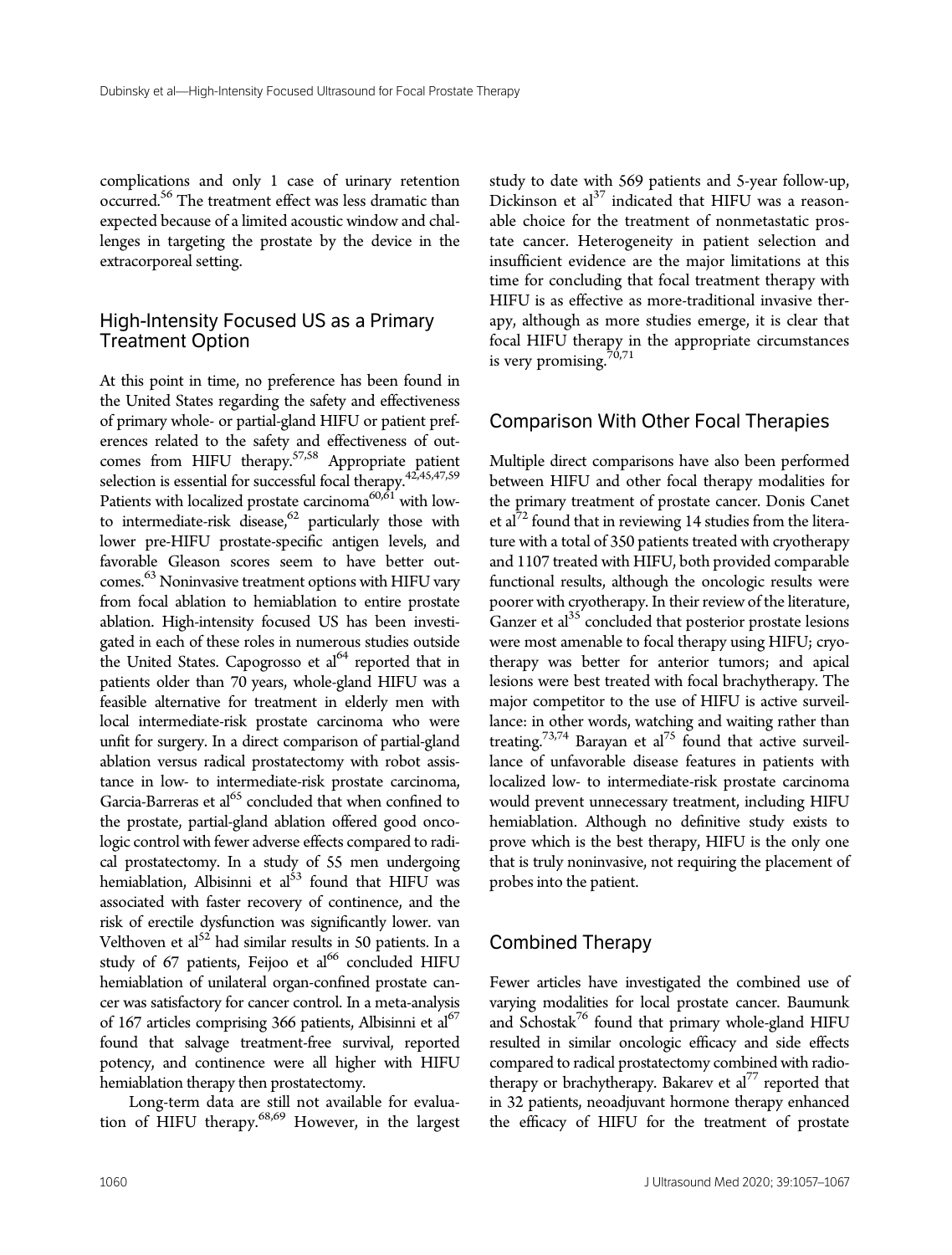complications and only 1 case of urinary retention occurred.[56] The treatment effect was less dramatic than expected because of a limited acoustic window and challenges in targeting the prostate by the device in the extracorporeal setting.

## High-Intensity Focused US as a Primary Treatment Option

At this point in time, no preference has been found in the United States regarding the safety and effectiveness of primary whole- or partial-gland HIFU or patient preferences related to the safety and effectiveness of outcomes from HIFU therapy.[57,58] Appropriate patient selection is essential for successful focal therapy.[42,45,47,59] Patients with localized prostate carcinoma[60,61] with low- to intermediate-risk disease,[62] particularly those with lower pre-HIFU prostate-specific antigen levels, and favorable Gleason scores seem to have better outcomes.[63] Noninvasive treatment options with HIFU vary from focal ablation to hemiablation to entire prostate ablation. High-intensity focused US has been investigated in each of these roles in numerous studies outside the United States. Capogrosso et al[64] reported that in patients older than 70 years, whole-gland HIFU was a feasible alternative for treatment in elderly men with local intermediate-risk prostate carcinoma who were unfit for surgery. In a direct comparison of partial-gland ablation versus radical prostatectomy with robot assistance in low- to intermediate-risk prostate carcinoma, Garcia-Barreras et al[65] concluded that when confined to the prostate, partial-gland ablation offered good oncologic control with fewer adverse effects compared to radical prostatectomy. In a study of 55 men undergoing hemiablation, Albisinni et al[53] found that HIFU was associated with faster recovery of continence, and the risk of erectile dysfunction was significantly lower. van Velthoven et al[52] had similar results in 50 patients. In a study of 67 patients, Feijoo et al[66] concluded HIFU hemiablation of unilateral organ-confined prostate cancer was satisfactory for cancer control. In a meta-analysis of 167 articles comprising 366 patients, Albisinni et al[67] found that salvage treatment-free survival, reported potency, and continence were all higher with HIFU hemiablation therapy then prostatectomy.

Long-term data are still not available for evaluation of HIFU therapy.[68,69] However, in the largest study to date with 569 patients and 5-year follow-up, Dickinson et al[37] indicated that HIFU was a reasonable choice for the treatment of nonmetastatic prostate cancer. Heterogeneity in patient selection and insufficient evidence are the major limitations at this time for concluding that focal treatment therapy with HIFU is as effective as more-traditional invasive therapy, although as more studies emerge, it is clear that focal HIFU therapy in the appropriate circumstances is very promising.[70,71]

## Comparison With Other Focal Therapies

Multiple direct comparisons have also been performed between HIFU and other focal therapy modalities for the primary treatment of prostate cancer. Donis Canet et al[72] found that in reviewing 14 studies from the literature with a total of 350 patients treated with cryotherapy and 1107 treated with HIFU, both provided comparable functional results, although the oncologic results were poorer with cryotherapy. In their review of the literature, Ganzer et al[35] concluded that posterior prostate lesions were most amenable to focal therapy using HIFU; cryotherapy was better for anterior tumors; and apical lesions were best treated with focal brachytherapy. The major competitor to the use of HIFU is active surveillance: in other words, watching and waiting rather than treating.[73,74] Barayan et al[75] found that active surveillance of unfavorable disease features in patients with localized low- to intermediate-risk prostate carcinoma would prevent unnecessary treatment, including HIFU hemiablation. Although no definitive study exists to prove which is the best therapy, HIFU is the only one that is truly noninvasive, not requiring the placement of probes into the patient.

## Combined Therapy

Fewer articles have investigated the combined use of varying modalities for local prostate cancer. Baumunk and Schostak[76] found that primary whole-gland HIFU resulted in similar oncologic efficacy and side effects compared to radical prostatectomy combined with radiotherapy or brachytherapy. Bakarev et al[77] reported that in 32 patients, neoadjuvant hormone therapy enhanced the efficacy of HIFU for the treatment of prostate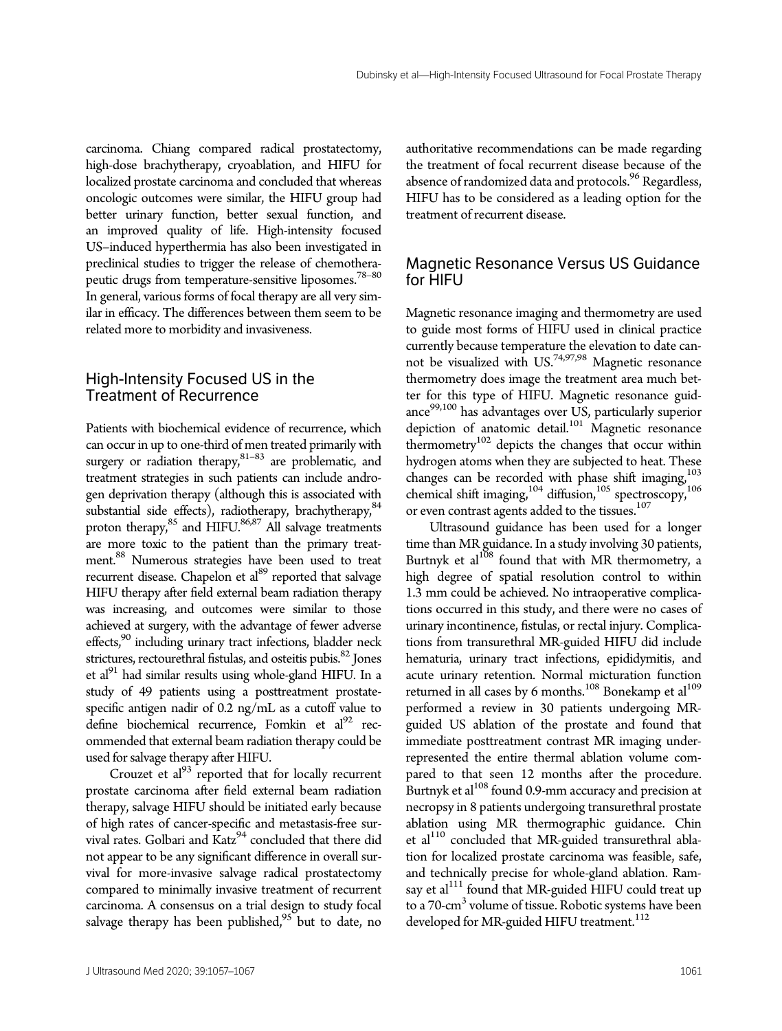carcinoma. Chiang compared radical prostatectomy, high-dose brachytherapy, cryoablation, and HIFU for localized prostate carcinoma and concluded that whereas oncologic outcomes were similar, the HIFU group had better urinary function, better sexual function, and an improved quality of life. High-intensity focused US–induced hyperthermia has also been investigated in preclinical studies to trigger the release of chemotherapeutic drugs from temperature-sensitive liposomes.[78–80] In general, various forms of focal therapy are all very similar in efficacy. The differences between them seem to be related more to morbidity and invasiveness.

## High-Intensity Focused US in the Treatment of Recurrence

Patients with biochemical evidence of recurrence, which can occur in up to one-third of men treated primarily with surgery or radiation therapy,[81–83] are problematic, and treatment strategies in such patients can include androgen deprivation therapy (although this is associated with substantial side effects), radiotherapy, brachytherapy,[84] proton therapy,[85] and HIFU.[86,87] All salvage treatments are more toxic to the patient than the primary treatment.[88] Numerous strategies have been used to treat recurrent disease. Chapelon et al[89] reported that salvage HIFU therapy after field external beam radiation therapy was increasing, and outcomes were similar to those achieved at surgery, with the advantage of fewer adverse effects,[90] including urinary tract infections, bladder neck strictures, rectourethral fistulas, and osteitis pubis.[82] Jones et al[91] had similar results using whole-gland HIFU. In a study of 49 patients using a posttreatment prostate-specific antigen nadir of 0.2 ng/mL as a cutoff value to define biochemical recurrence, Fomkin et al[92] recommended that external beam radiation therapy could be used for salvage therapy after HIFU.

Crouzet et al[93] reported that for locally recurrent prostate carcinoma after field external beam radiation therapy, salvage HIFU should be initiated early because of high rates of cancer-specific and metastasis-free survival rates. Golbari and Katz[94] concluded that there did not appear to be any significant difference in overall survival for more-invasive salvage radical prostatectomy compared to minimally invasive treatment of recurrent carcinoma. A consensus on a trial design to study focal salvage therapy has been published,[95] but to date, no authoritative recommendations can be made regarding the treatment of focal recurrent disease because of the absence of randomized data and protocols.[96] Regardless, HIFU has to be considered as a leading option for the treatment of recurrent disease.

## Magnetic Resonance Versus US Guidance for HIFU

Magnetic resonance imaging and thermometry are used to guide most forms of HIFU used in clinical practice currently because temperature the elevation to date cannot be visualized with US.[74,97,98] Magnetic resonance thermometry does image the treatment area much better for this type of HIFU. Magnetic resonance guidance[99,100] has advantages over US, particularly superior depiction of anatomic detail.[101] Magnetic resonance thermometry[102] depicts the changes that occur within hydrogen atoms when they are subjected to heat. These changes can be recorded with phase shift imaging,[103] chemical shift imaging,[104] diffusion,[105] spectroscopy,[106] or even contrast agents added to the tissues.[107]

Ultrasound guidance has been used for a longer time than MR guidance. In a study involving 30 patients, Burtnyk et al[108] found that with MR thermometry, a high degree of spatial resolution control to within 1.3 mm could be achieved. No intraoperative complications occurred in this study, and there were no cases of urinary incontinence, fistulas, or rectal injury. Complications from transurethral MR-guided HIFU did include hematuria, urinary tract infections, epididymitis, and acute urinary retention. Normal micturation function returned in all cases by 6 months.[108] Bonekamp et al[109] performed a review in 30 patients undergoing MR-guided US ablation of the prostate and found that immediate posttreatment contrast MR imaging underrepresented the entire thermal ablation volume compared to that seen 12 months after the procedure. Burtnyk et al[108] found 0.9-mm accuracy and precision at necropsy in 8 patients undergoing transurethral prostate ablation using MR thermographic guidance. Chin et al[110] concluded that MR-guided transurethral ablation for localized prostate carcinoma was feasible, safe, and technically precise for whole-gland ablation. Ramsay et al[111] found that MR-guided HIFU could treat up to a 70-$cm^3$ volume of tissue. Robotic systems have been developed for MR-guided HIFU treatment.[112]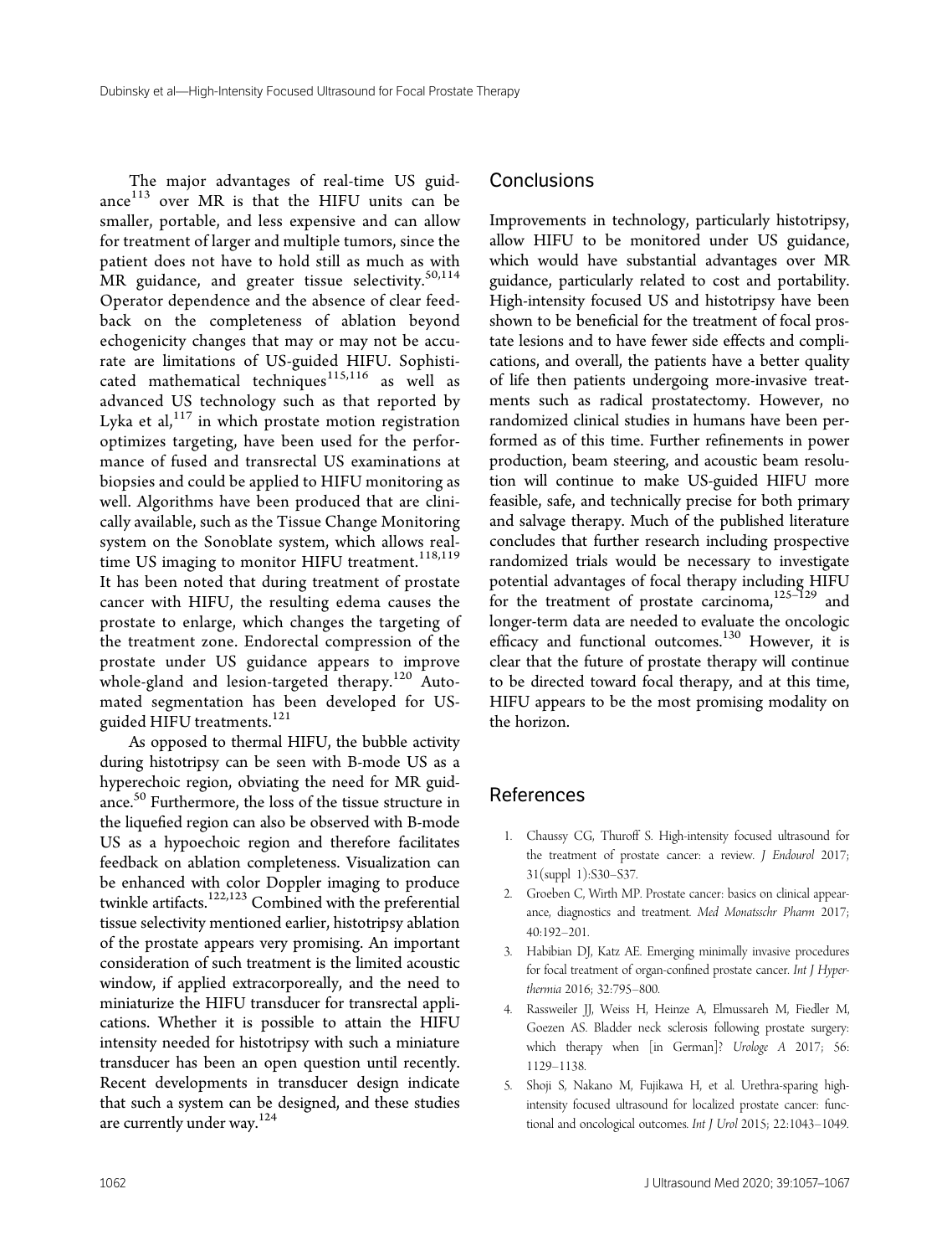The major advantages of real-time US guidance[113] over MR is that the HIFU units can be smaller, portable, and less expensive and can allow for treatment of larger and multiple tumors, since the patient does not have to hold still as much as with MR guidance, and greater tissue selectivity.[50,114] Operator dependence and the absence of clear feedback on the completeness of ablation beyond echogenicity changes that may or may not be accurate are limitations of US-guided HIFU. Sophisticated mathematical techniques[115,116] as well as advanced US technology such as that reported by Lyka et al,[117] in which prostate motion registration optimizes targeting, have been used for the performance of fused and transrectal US examinations at biopsies and could be applied to HIFU monitoring as well. Algorithms have been produced that are clinically available, such as the Tissue Change Monitoring system on the Sonoblate system, which allows real-time US imaging to monitor HIFU treatment.[118,119] It has been noted that during treatment of prostate cancer with HIFU, the resulting edema causes the prostate to enlarge, which changes the targeting of the treatment zone. Endorectal compression of the prostate under US guidance appears to improve whole-gland and lesion-targeted therapy.[120] Automated segmentation has been developed for US-guided HIFU treatments.[121]

As opposed to thermal HIFU, the bubble activity during histotripsy can be seen with B-mode US as a hyperechoic region, obviating the need for MR guidance.[50] Furthermore, the loss of the tissue structure in the liquefied region can also be observed with B-mode US as a hypoechoic region and therefore facilitates feedback on ablation completeness. Visualization can be enhanced with color Doppler imaging to produce twinkle artifacts.[122,123] Combined with the preferential tissue selectivity mentioned earlier, histotripsy ablation of the prostate appears very promising. An important consideration of such treatment is the limited acoustic window, if applied extracorporeally, and the need to miniaturize the HIFU transducer for transrectal applications. Whether it is possible to attain the HIFU intensity needed for histotripsy with such a miniature transducer has been an open question until recently. Recent developments in transducer design indicate that such a system can be designed, and these studies are currently under way.[124]

## Conclusions

Improvements in technology, particularly histotripsy, allow HIFU to be monitored under US guidance, which would have substantial advantages over MR guidance, particularly related to cost and portability. High-intensity focused US and histotripsy have been shown to be beneficial for the treatment of focal prostate lesions and to have fewer side effects and complications, and overall, the patients have a better quality of life then patients undergoing more-invasive treatments such as radical prostatectomy. However, no randomized clinical studies in humans have been performed as of this time. Further refinements in power production, beam steering, and acoustic beam resolution will continue to make US-guided HIFU more feasible, safe, and technically precise for both primary and salvage therapy. Much of the published literature concludes that further research including prospective randomized trials would be necessary to investigate potential advantages of focal therapy including HIFU for the treatment of prostate carcinoma,[125–129] and longer-term data are needed to evaluate the oncologic efficacy and functional outcomes.[130] However, it is clear that the future of prostate therapy will continue to be directed toward focal therapy, and at this time, HIFU appears to be the most promising modality on the horizon.

## References

1. Chaussy CG, Thuroff S. High-intensity focused ultrasound for the treatment of prostate cancer: a review. *J Endourol* 2017; 31(suppl 1):S30–S37.
2. Groeben C, Wirth MP. Prostate cancer: basics on clinical appearance, diagnostics and treatment. *Med Monatsschr Pharm* 2017; 40:192–201.
3. Habibian DJ, Katz AE. Emerging minimally invasive procedures for focal treatment of organ-confined prostate cancer. *Int J Hyperthermia* 2016; 32:795–800.
4. Rassweiler JJ, Weiss H, Heinze A, Elmussareh M, Fiedler M, Goezen AS. Bladder neck sclerosis following prostate surgery: which therapy when [in German]? *Urologe A* 2017; 56: 1129–1138.
5. Shoji S, Nakano M, Fujikawa H, et al. Urethra-sparing high-intensity focused ultrasound for localized prostate cancer: functional and oncological outcomes. *Int J Urol* 2015; 22:1043–1049.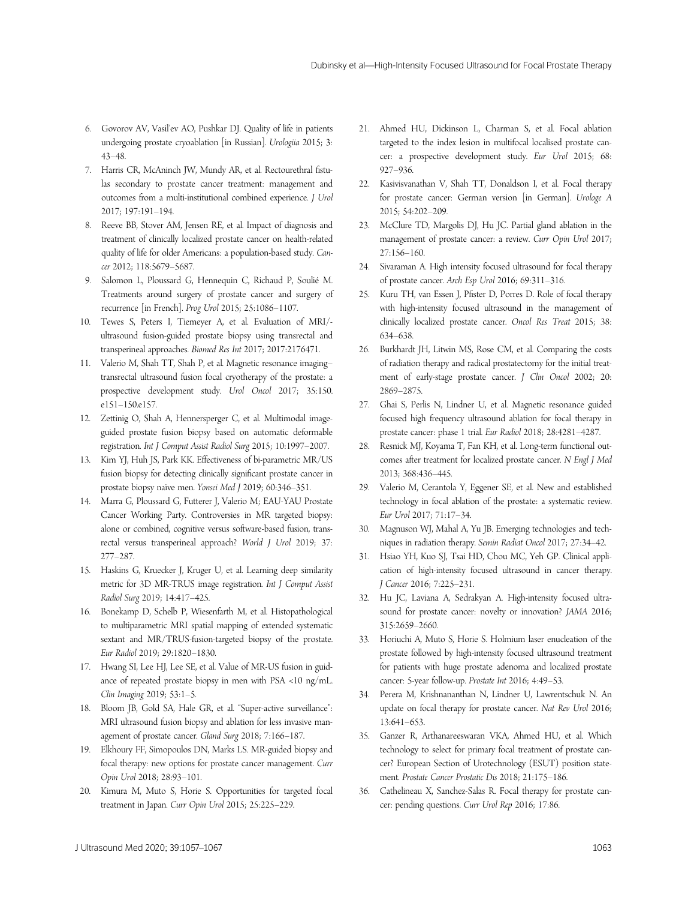6. Govorov AV, Vasil'ev AO, Pushkar DJ. Quality of life in patients undergoing prostate cryoablation [in Russian]. *Urologiia* 2015; 3: 43–48.
7. Harris CR, McAninch JW, Mundy AR, et al. Rectourethral fistulas secondary to prostate cancer treatment: management and outcomes from a multi-institutional combined experience. *J Urol* 2017; 197:191–194.
8. Reeve BB, Stover AM, Jensen RE, et al. Impact of diagnosis and treatment of clinically localized prostate cancer on health-related quality of life for older Americans: a population-based study. *Cancer* 2012; 118:5679–5687.
9. Salomon L, Ploussard G, Hennequin C, Richaud P, Soulié M. Treatments around surgery of prostate cancer and surgery of recurrence [in French]. *Prog Urol* 2015; 25:1086–1107.
10. Tewes S, Peters I, Tiemeyer A, et al. Evaluation of MRI/-ultrasound fusion-guided prostate biopsy using transrectal and transperineal approaches. *Biomed Res Int* 2017; 2017:2176471.
11. Valerio M, Shah TT, Shah P, et al. Magnetic resonance imaging–transrectal ultrasound fusion focal cryotherapy of the prostate: a prospective development study. *Urol Oncol* 2017; 35:150.e151–150.e157.
12. Zettinig O, Shah A, Hennersperger C, et al. Multimodal image-guided prostate fusion biopsy based on automatic deformable registration. *Int J Comput Assist Radiol Surg* 2015; 10:1997–2007.
13. Kim YJ, Huh JS, Park KK. Effectiveness of bi-parametric MR/US fusion biopsy for detecting clinically significant prostate cancer in prostate biopsy naïve men. *Yonsei Med J* 2019; 60:346–351.
14. Marra G, Ploussard G, Futterer J, Valerio M; EAU-YAU Prostate Cancer Working Party. Controversies in MR targeted biopsy: alone or combined, cognitive versus software-based fusion, transrectal versus transperineal approach? *World J Urol* 2019; 37: 277–287.
15. Haskins G, Kruecker J, Kruger U, et al. Learning deep similarity metric for 3D MR-TRUS image registration. *Int J Comput Assist Radiol Surg* 2019; 14:417–425.
16. Bonekamp D, Schelb P, Wiesenfarth M, et al. Histopathological to multiparametric MRI spatial mapping of extended systematic sextant and MR/TRUS-fusion-targeted biopsy of the prostate. *Eur Radiol* 2019; 29:1820–1830.
17. Hwang SI, Lee HJ, Lee SE, et al. Value of MR-US fusion in guidance of repeated prostate biopsy in men with PSA <10 ng/mL. *Clin Imaging* 2019; 53:1–5.
18. Bloom JB, Gold SA, Hale GR, et al. "Super-active surveillance": MRI ultrasound fusion biopsy and ablation for less invasive management of prostate cancer. *Gland Surg* 2018; 7:166–187.
19. Elkhoury FF, Simopoulos DN, Marks LS. MR-guided biopsy and focal therapy: new options for prostate cancer management. *Curr Opin Urol* 2018; 28:93–101.
20. Kimura M, Muto S, Horie S. Opportunities for targeted focal treatment in Japan. *Curr Opin Urol* 2015; 25:225–229.
21. Ahmed HU, Dickinson L, Charman S, et al. Focal ablation targeted to the index lesion in multifocal localised prostate cancer: a prospective development study. *Eur Urol* 2015; 68: 927–936.
22. Kasivisvanathan V, Shah TT, Donaldson I, et al. Focal therapy for prostate cancer: German version [in German]. *Urologe A* 2015; 54:202–209.
23. McClure TD, Margolis DJ, Hu JC. Partial gland ablation in the management of prostate cancer: a review. *Curr Opin Urol* 2017; 27:156–160.
24. Sivaraman A. High intensity focused ultrasound for focal therapy of prostate cancer. *Arch Esp Urol* 2016; 69:311–316.
25. Kuru TH, van Essen J, Pfister D, Porres D. Role of focal therapy with high-intensity focused ultrasound in the management of clinically localized prostate cancer. *Oncol Res Treat* 2015; 38: 634–638.
26. Burkhardt JH, Litwin MS, Rose CM, et al. Comparing the costs of radiation therapy and radical prostatectomy for the initial treatment of early-stage prostate cancer. *J Clin Oncol* 2002; 20: 2869–2875.
27. Ghai S, Perlis N, Lindner U, et al. Magnetic resonance guided focused high frequency ultrasound ablation for focal therapy in prostate cancer: phase 1 trial. *Eur Radiol* 2018; 28:4281–4287.
28. Resnick MJ, Koyama T, Fan KH, et al. Long-term functional outcomes after treatment for localized prostate cancer. *N Engl J Med* 2013; 368:436–445.
29. Valerio M, Cerantola Y, Eggener SE, et al. New and established technology in focal ablation of the prostate: a systematic review. *Eur Urol* 2017; 71:17–34.
30. Magnuson WJ, Mahal A, Yu JB. Emerging technologies and techniques in radiation therapy. *Semin Radiat Oncol* 2017; 27:34–42.
31. Hsiao YH, Kuo SJ, Tsai HD, Chou MC, Yeh GP. Clinical application of high-intensity focused ultrasound in cancer therapy. *J Cancer* 2016; 7:225–231.
32. Hu JC, Laviana A, Sedrakyan A. High-intensity focused ultrasound for prostate cancer: novelty or innovation? *JAMA* 2016; 315:2659–2660.
33. Horiuchi A, Muto S, Horie S. Holmium laser enucleation of the prostate followed by high-intensity focused ultrasound treatment for patients with huge prostate adenoma and localized prostate cancer: 5-year follow-up. *Prostate Int* 2016; 4:49–53.
34. Perera M, Krishnananthan N, Lindner U, Lawrentschuk N. An update on focal therapy for prostate cancer. *Nat Rev Urol* 2016; 13:641–653.
35. Ganzer R, Arthanareeswaran VKA, Ahmed HU, et al. Which technology to select for primary focal treatment of prostate cancer? European Section of Urotechnology (ESUT) position statement. *Prostate Cancer Prostatic Dis* 2018; 21:175–186.
36. Cathelineau X, Sanchez-Salas R. Focal therapy for prostate cancer: pending questions. *Curr Urol Rep* 2016; 17:86.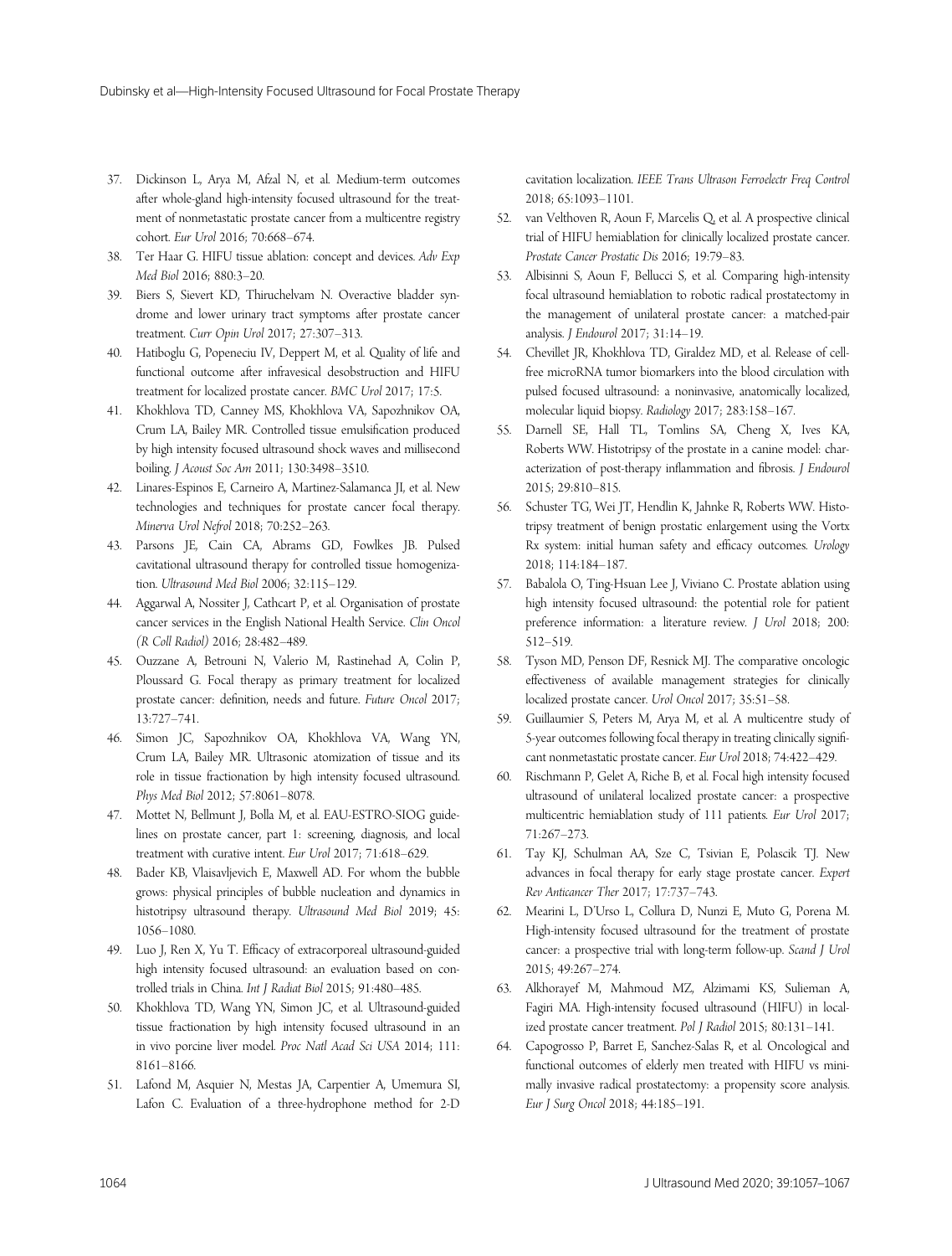37. Dickinson L, Arya M, Afzal N, et al. Medium-term outcomes after whole-gland high-intensity focused ultrasound for the treatment of nonmetastatic prostate cancer from a multicentre registry cohort. *Eur Urol* 2016; 70:668–674.
38. Ter Haar G. HIFU tissue ablation: concept and devices. *Adv Exp Med Biol* 2016; 880:3–20.
39. Biers S, Sievert KD, Thiruchelvam N. Overactive bladder syndrome and lower urinary tract symptoms after prostate cancer treatment. *Curr Opin Urol* 2017; 27:307–313.
40. Hatiboglu G, Popeneciu IV, Deppert M, et al. Quality of life and functional outcome after infravesical desobstruction and HIFU treatment for localized prostate cancer. *BMC Urol* 2017; 17:5.
41. Khokhlova TD, Canney MS, Khokhlova VA, Sapozhnikov OA, Crum LA, Bailey MR. Controlled tissue emulsification produced by high intensity focused ultrasound shock waves and millisecond boiling. *J Acoust Soc Am* 2011; 130:3498–3510.
42. Linares-Espinos E, Carneiro A, Martinez-Salamanca JI, et al. New technologies and techniques for prostate cancer focal therapy. *Minerva Urol Nefrol* 2018; 70:252–263.
43. Parsons JE, Cain CA, Abrams GD, Fowlkes JB. Pulsed cavitational ultrasound therapy for controlled tissue homogenization. *Ultrasound Med Biol* 2006; 32:115–129.
44. Aggarwal A, Nossiter J, Cathcart P, et al. Organisation of prostate cancer services in the English National Health Service. *Clin Oncol (R Coll Radiol)* 2016; 28:482–489.
45. Ouzzane A, Betrouni N, Valerio M, Rastinehad A, Colin P, Ploussard G. Focal therapy as primary treatment for localized prostate cancer: definition, needs and future. *Future Oncol* 2017; 13:727–741.
46. Simon JC, Sapozhnikov OA, Khokhlova VA, Wang YN, Crum LA, Bailey MR. Ultrasonic atomization of tissue and its role in tissue fractionation by high intensity focused ultrasound. *Phys Med Biol* 2012; 57:8061–8078.
47. Mottet N, Bellmunt J, Bolla M, et al. EAU-ESTRO-SIOG guidelines on prostate cancer, part 1: screening, diagnosis, and local treatment with curative intent. *Eur Urol* 2017; 71:618–629.
48. Bader KB, Vlaisavljevich E, Maxwell AD. For whom the bubble grows: physical principles of bubble nucleation and dynamics in histotripsy ultrasound therapy. *Ultrasound Med Biol* 2019; 45:1056–1080.
49. Luo J, Ren X, Yu T. Efficacy of extracorporeal ultrasound-guided high intensity focused ultrasound: an evaluation based on controlled trials in China. *Int J Radiat Biol* 2015; 91:480–485.
50. Khokhlova TD, Wang YN, Simon JC, et al. Ultrasound-guided tissue fractionation by high intensity focused ultrasound in an in vivo porcine liver model. *Proc Natl Acad Sci USA* 2014; 111:8161–8166.
51. Lafond M, Asquier N, Mestas JA, Carpentier A, Umemura SI, Lafon C. Evaluation of a three-hydrophone method for 2-D cavitation localization. *IEEE Trans Ultrason Ferroelectr Freq Control* 2018; 65:1093–1101.
52. van Velthoven R, Aoun F, Marcelis Q, et al. A prospective clinical trial of HIFU hemiablation for clinically localized prostate cancer. *Prostate Cancer Prostatic Dis* 2016; 19:79–83.
53. Albisinni S, Aoun F, Bellucci S, et al. Comparing high-intensity focal ultrasound hemiablation to robotic radical prostatectomy in the management of unilateral prostate cancer: a matched-pair analysis. *J Endourol* 2017; 31:14–19.
54. Chevillet JR, Khokhlova TD, Giraldez MD, et al. Release of cell-free microRNA tumor biomarkers into the blood circulation with pulsed focused ultrasound: a noninvasive, anatomically localized, molecular liquid biopsy. *Radiology* 2017; 283:158–167.
55. Darnell SE, Hall TL, Tomlins SA, Cheng X, Ives KA, Roberts WW. Histotripsy of the prostate in a canine model: characterization of post-therapy inflammation and fibrosis. *J Endourol* 2015; 29:810–815.
56. Schuster TG, Wei JT, Hendlin K, Jahnke R, Roberts WW. Histotripsy treatment of benign prostatic enlargement using the Vortx Rx system: initial human safety and efficacy outcomes. *Urology* 2018; 114:184–187.
57. Babalola O, Ting-Hsuan Lee J, Viviano C. Prostate ablation using high intensity focused ultrasound: the potential role for patient preference information: a literature review. *J Urol* 2018; 200:512–519.
58. Tyson MD, Penson DF, Resnick MJ. The comparative oncologic effectiveness of available management strategies for clinically localized prostate cancer. *Urol Oncol* 2017; 35:51–58.
59. Guillaumier S, Peters M, Arya M, et al. A multicentre study of 5-year outcomes following focal therapy in treating clinically significant nonmetastatic prostate cancer. *Eur Urol* 2018; 74:422–429.
60. Rischmann P, Gelet A, Riche B, et al. Focal high intensity focused ultrasound of unilateral localized prostate cancer: a prospective multicentric hemiablation study of 111 patients. *Eur Urol* 2017; 71:267–273.
61. Tay KJ, Schulman AA, Sze C, Tsivian E, Polascik TJ. New advances in focal therapy for early stage prostate cancer. *Expert Rev Anticancer Ther* 2017; 17:737–743.
62. Mearini L, D'Urso L, Collura D, Nunzi E, Muto G, Porena M. High-intensity focused ultrasound for the treatment of prostate cancer: a prospective trial with long-term follow-up. *Scand J Urol* 2015; 49:267–274.
63. Alkhorayef M, Mahmoud MZ, Alzimami KS, Sulieman A, Fagiri MA. High-intensity focused ultrasound (HIFU) in localized prostate cancer treatment. *Pol J Radiol* 2015; 80:131–141.
64. Capogrosso P, Barret E, Sanchez-Salas R, et al. Oncological and functional outcomes of elderly men treated with HIFU vs minimally invasive radical prostatectomy: a propensity score analysis. *Eur J Surg Oncol* 2018; 44:185–191.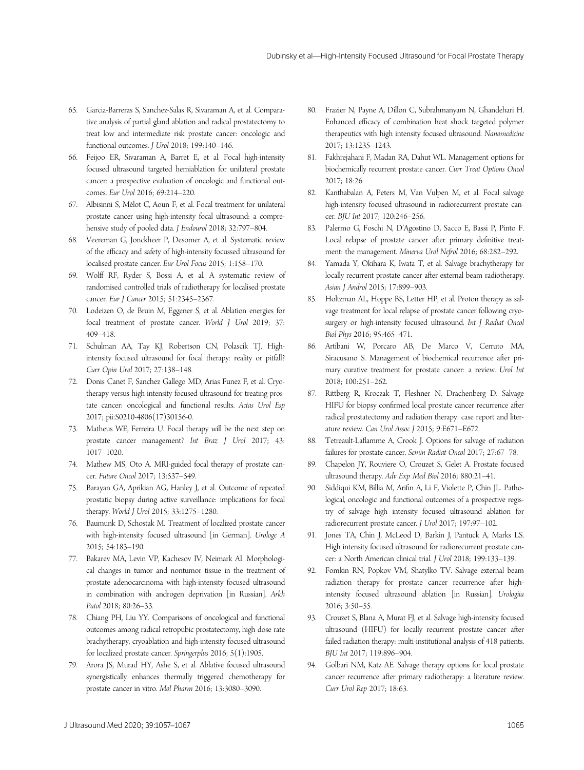65. Garcia-Barreras S, Sanchez-Salas R, Sivaraman A, et al. Comparative analysis of partial gland ablation and radical prostatectomy to treat low and intermediate risk prostate cancer: oncologic and functional outcomes. *J Urol* 2018; 199:140–146.
66. Feijoo ER, Sivaraman A, Barret E, et al. Focal high-intensity focused ultrasound targeted hemiablation for unilateral prostate cancer: a prospective evaluation of oncologic and functional outcomes. *Eur Urol* 2016; 69:214–220.
67. Albisinni S, Mélot C, Aoun F, et al. Focal treatment for unilateral prostate cancer using high-intensity focal ultrasound: a comprehensive study of pooled data. *J Endourol* 2018; 32:797–804.
68. Veereman G, Jonckheer P, Desomer A, et al. Systematic review of the efficacy and safety of high-intensity focussed ultrasound for localised prostate cancer. *Eur Urol Focus* 2015; 1:158–170.
69. Wolff RF, Ryder S, Bossi A, et al. A systematic review of randomised controlled trials of radiotherapy for localised prostate cancer. *Eur J Cancer* 2015; 51:2345–2367.
70. Lodeizen O, de Bruin M, Eggener S, et al. Ablation energies for focal treatment of prostate cancer. *World J Urol* 2019; 37: 409–418.
71. Schulman AA, Tay KJ, Robertson CN, Polascik TJ. High-intensity focused ultrasound for focal therapy: reality or pitfall? *Curr Opin Urol* 2017; 27:138–148.
72. Donis Canet F, Sanchez Gallego MD, Arias Funez F, et al. Cryotherapy versus high-intensity focused ultrasound for treating prostate cancer: oncological and functional results. *Actas Urol Esp* 2017; pii:S0210-4806(17)30156-0.
73. Matheus WE, Ferreira U. Focal therapy will be the next step on prostate cancer management? *Int Braz J Urol* 2017; 43: 1017–1020.
74. Mathew MS, Oto A. MRI-guided focal therapy of prostate cancer. *Future Oncol* 2017; 13:537–549.
75. Barayan GA, Aprikian AG, Hanley J, et al. Outcome of repeated prostatic biopsy during active surveillance: implications for focal therapy. *World J Urol* 2015; 33:1275–1280.
76. Baumunk D, Schostak M. Treatment of localized prostate cancer with high-intensity focused ultrasound [in German]. *Urologe A* 2015; 54:183–190.
77. Bakarev MA, Levin VP, Kachesov IV, Neimark AI. Morphological changes in tumor and nontumor tissue in the treatment of prostate adenocarcinoma with high-intensity focused ultrasound in combination with androgen deprivation [in Russian]. *Arkh Patol* 2018; 80:26–33.
78. Chiang PH, Liu YY. Comparisons of oncological and functional outcomes among radical retropubic prostatectomy, high dose rate brachytherapy, cryoablation and high-intensity focused ultrasound for localized prostate cancer. *Springerplus* 2016; 5(1):1905.
79. Arora JS, Murad HY, Ashe S, et al. Ablative focused ultrasound synergistically enhances thermally triggered chemotherapy for prostate cancer in vitro. *Mol Pharm* 2016; 13:3080–3090.
80. Frazier N, Payne A, Dillon C, Subrahmanyam N, Ghandehari H. Enhanced efficacy of combination heat shock targeted polymer therapeutics with high intensity focused ultrasound. *Nanomedicine* 2017; 13:1235–1243.
81. Fakhrejahani F, Madan RA, Dahut WL. Management options for biochemically recurrent prostate cancer. *Curr Treat Options Oncol* 2017; 18:26.
82. Kanthabalan A, Peters M, Van Vulpen M, et al. Focal salvage high-intensity focused ultrasound in radiorecurrent prostate cancer. *BJU Int* 2017; 120:246–256.
83. Palermo G, Foschi N, D'Agostino D, Sacco E, Bassi P, Pinto F. Local relapse of prostate cancer after primary definitive treatment: the management. *Minerva Urol Nefrol* 2016; 68:282–292.
84. Yamada Y, Okihara K, Iwata T, et al. Salvage brachytherapy for locally recurrent prostate cancer after external beam radiotherapy. *Asian J Androl* 2015; 17:899–903.
85. Holtzman AL, Hoppe BS, Letter HP, et al. Proton therapy as salvage treatment for local relapse of prostate cancer following cryosurgery or high-intensity focused ultrasound. *Int J Radiat Oncol Biol Phys* 2016; 95:465–471.
86. Artibani W, Porcaro AB, De Marco V, Cerruto MA, Siracusano S. Management of biochemical recurrence after primary curative treatment for prostate cancer: a review. *Urol Int* 2018; 100:251–262.
87. Rittberg R, Kroczak T, Fleshner N, Drachenberg D. Salvage HIFU for biopsy confirmed local prostate cancer recurrence after radical prostatectomy and radiation therapy: case report and literature review. *Can Urol Assoc J* 2015; 9:E671–E672.
88. Tetreault-Laflamme A, Crook J. Options for salvage of radiation failures for prostate cancer. *Semin Radiat Oncol* 2017; 27:67–78.
89. Chapelon JY, Rouviere O, Crouzet S, Gelet A. Prostate focused ultrasound therapy. *Adv Exp Med Biol* 2016; 880:21–41.
90. Siddiqui KM, Billia M, Arifin A, Li F, Violette P, Chin JL. Pathological, oncologic and functional outcomes of a prospective registry of salvage high intensity focused ultrasound ablation for radiorecurrent prostate cancer. *J Urol* 2017; 197:97–102.
91. Jones TA, Chin J, McLeod D, Barkin J, Pantuck A, Marks LS. High intensity focused ultrasound for radiorecurrent prostate cancer: a North American clinical trial. *J Urol* 2018; 199:133–139.
92. Fomkin RN, Popkov VM, Shatylko TV. Salvage external beam radiation therapy for prostate cancer recurrence after high-intensity focused ultrasound ablation [in Russian]. *Urologiia* 2016; 3:50–55.
93. Crouzet S, Blana A, Murat FJ, et al. Salvage high-intensity focused ultrasound (HIFU) for locally recurrent prostate cancer after failed radiation therapy: multi-institutional analysis of 418 patients. *BJU Int* 2017; 119:896–904.
94. Golbari NM, Katz AE. Salvage therapy options for local prostate cancer recurrence after primary radiotherapy: a literature review. *Curr Urol Rep* 2017; 18:63.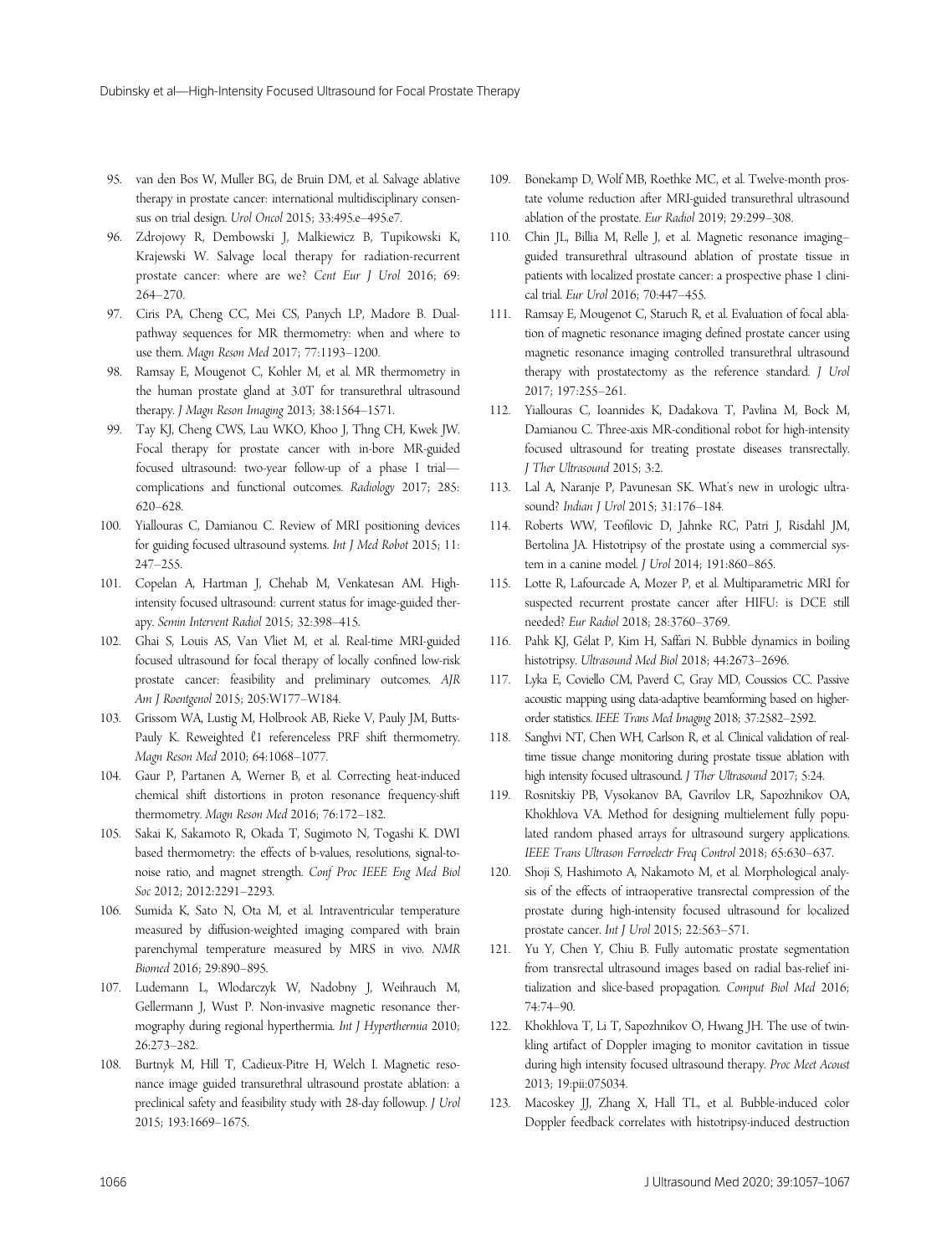95. van den Bos W, Muller BG, de Bruin DM, et al. Salvage ablative therapy in prostate cancer: international multidisciplinary consensus on trial design. *Urol Oncol* 2015; 33:495.e–495.e7.
96. Zdrojowy R, Dembowski J, Malkiewicz B, Tupikowski K, Krajewski W. Salvage local therapy for radiation-recurrent prostate cancer: where are we? *Cent Eur J Urol* 2016; 69: 264–270.
97. Ciris PA, Cheng CC, Mei CS, Panych LP, Madore B. Dual-pathway sequences for MR thermometry: when and where to use them. *Magn Reson Med* 2017; 77:1193–1200.
98. Ramsay E, Mougenot C, Kohler M, et al. MR thermometry in the human prostate gland at 3.0T for transurethral ultrasound therapy. *J Magn Reson Imaging* 2013; 38:1564–1571.
99. Tay KJ, Cheng CWS, Lau WKO, Khoo J, Thng CH, Kwek JW. Focal therapy for prostate cancer with in-bore MR-guided focused ultrasound: two-year follow-up of a phase I trial—complications and functional outcomes. *Radiology* 2017; 285: 620–628.
100. Yiallouras C, Damianou C. Review of MRI positioning devices for guiding focused ultrasound systems. *Int J Med Robot* 2015; 11: 247–255.
101. Copelan A, Hartman J, Chehab M, Venkatesan AM. High-intensity focused ultrasound: current status for image-guided therapy. *Semin Intervent Radiol* 2015; 32:398–415.
102. Ghai S, Louis AS, Van Vliet M, et al. Real-time MRI-guided focused ultrasound for focal therapy of locally confined low-risk prostate cancer: feasibility and preliminary outcomes. *AJR Am J Roentgenol* 2015; 205:W177–W184.
103. Grissom WA, Lustig M, Holbrook AB, Rieke V, Pauly JM, Butts-Pauly K. Reweighted ℓ1 referenceless PRF shift thermometry. *Magn Reson Med* 2010; 64:1068–1077.
104. Gaur P, Partanen A, Werner B, et al. Correcting heat-induced chemical shift distortions in proton resonance frequency-shift thermometry. *Magn Reson Med* 2016; 76:172–182.
105. Sakai K, Sakamoto R, Okada T, Sugimoto N, Togashi K. DWI based thermometry: the effects of b-values, resolutions, signal-to-noise ratio, and magnet strength. *Conf Proc IEEE Eng Med Biol Soc* 2012; 2012:2291–2293.
106. Sumida K, Sato N, Ota M, et al. Intraventricular temperature measured by diffusion-weighted imaging compared with brain parenchymal temperature measured by MRS in vivo. *NMR Biomed* 2016; 29:890–895.
107. Ludemann L, Wlodarczyk W, Nadobny J, Weihrauch M, Gellermann J, Wust P. Non-invasive magnetic resonance thermography during regional hyperthermia. *Int J Hyperthermia* 2010; 26:273–282.
108. Burtnyk M, Hill T, Cadieux-Pitre H, Welch I. Magnetic resonance image guided transurethral ultrasound prostate ablation: a preclinical safety and feasibility study with 28-day followup. *J Urol* 2015; 193:1669–1675.
109. Bonekamp D, Wolf MB, Roethke MC, et al. Twelve-month prostate volume reduction after MRI-guided transurethral ultrasound ablation of the prostate. *Eur Radiol* 2019; 29:299–308.
110. Chin JL, Billia M, Relle J, et al. Magnetic resonance imaging–guided transurethral ultrasound ablation of prostate tissue in patients with localized prostate cancer: a prospective phase 1 clinical trial. *Eur Urol* 2016; 70:447–455.
111. Ramsay E, Mougenot C, Staruch R, et al. Evaluation of focal ablation of magnetic resonance imaging defined prostate cancer using magnetic resonance imaging controlled transurethral ultrasound therapy with prostatectomy as the reference standard. *J Urol* 2017; 197:255–261.
112. Yiallouras C, Ioannides K, Dadakova T, Pavlina M, Bock M, Damianou C. Three-axis MR-conditional robot for high-intensity focused ultrasound for treating prostate diseases transrectally. *J Ther Ultrasound* 2015; 3:2.
113. Lal A, Naranje P, Pavunesan SK. What's new in urologic ultrasound? *Indian J Urol* 2015; 31:176–184.
114. Roberts WW, Teofilovic D, Jahnke RC, Patri J, Risdahl JM, Bertolina JA. Histotripsy of the prostate using a commercial system in a canine model. *J Urol* 2014; 191:860–865.
115. Lotte R, Lafourcade A, Mozer P, et al. Multiparametric MRI for suspected recurrent prostate cancer after HIFU: is DCE still needed? *Eur Radiol* 2018; 28:3760–3769.
116. Pahk KJ, Gélat P, Kim H, Saffari N. Bubble dynamics in boiling histotripsy. *Ultrasound Med Biol* 2018; 44:2673–2696.
117. Lyka E, Coviello CM, Paverd C, Gray MD, Coussios CC. Passive acoustic mapping using data-adaptive beamforming based on higher-order statistics. *IEEE Trans Med Imaging* 2018; 37:2582–2592.
118. Sanghvi NT, Chen WH, Carlson R, et al. Clinical validation of real-time tissue change monitoring during prostate tissue ablation with high intensity focused ultrasound. *J Ther Ultrasound* 2017; 5:24.
119. Rosnitskiy PB, Vysokanov BA, Gavrilov LR, Sapozhnikov OA, Khokhlova VA. Method for designing multielement fully populated random phased arrays for ultrasound surgery applications. *IEEE Trans Ultrason Ferroelectr Freq Control* 2018; 65:630–637.
120. Shoji S, Hashimoto A, Nakamoto M, et al. Morphological analysis of the effects of intraoperative transrectal compression of the prostate during high-intensity focused ultrasound for localized prostate cancer. *Int J Urol* 2015; 22:563–571.
121. Yu Y, Chen Y, Chiu B. Fully automatic prostate segmentation from transrectal ultrasound images based on radial bas-relief initialization and slice-based propagation. *Comput Biol Med* 2016; 74:74–90.
122. Khokhlova T, Li T, Sapozhnikov O, Hwang JH. The use of twinkling artifact of Doppler imaging to monitor cavitation in tissue during high intensity focused ultrasound therapy. *Proc Meet Acoust* 2013; 19:pii:075034.
123. Macoskey JJ, Zhang X, Hall TL, et al. Bubble-induced color Doppler feedback correlates with histotripsy-induced destruction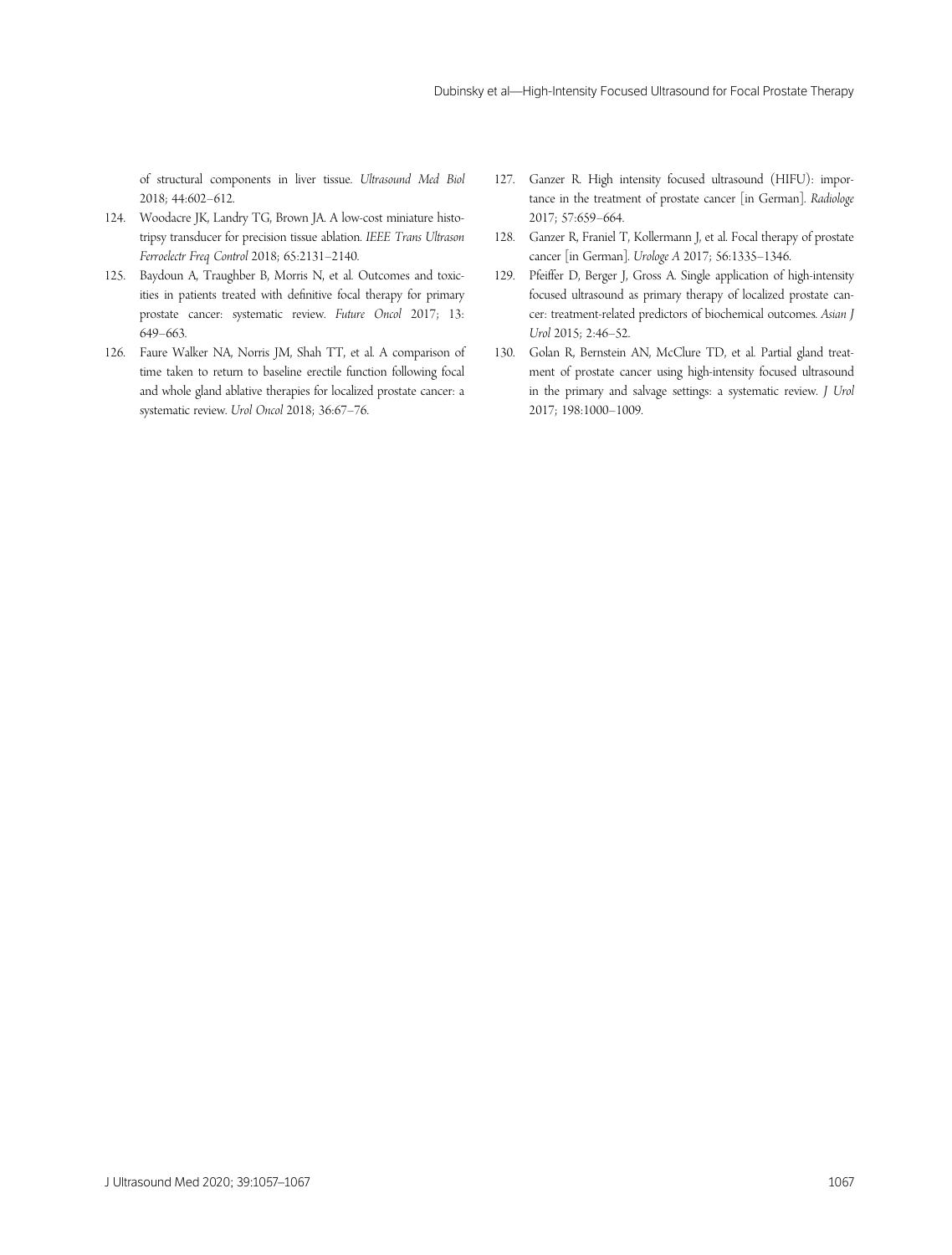of structural components in liver tissue. *Ultrasound Med Biol* 2018; 44:602–612.

124. Woodacre JK, Landry TG, Brown JA. A low-cost miniature histotripsy transducer for precision tissue ablation. *IEEE Trans Ultrason Ferroelectr Freq Control* 2018; 65:2131–2140.
125. Baydoun A, Traughber B, Morris N, et al. Outcomes and toxicities in patients treated with definitive focal therapy for primary prostate cancer: systematic review. *Future Oncol* 2017; 13: 649–663.
126. Faure Walker NA, Norris JM, Shah TT, et al. A comparison of time taken to return to baseline erectile function following focal and whole gland ablative therapies for localized prostate cancer: a systematic review. *Urol Oncol* 2018; 36:67–76.
127. Ganzer R. High intensity focused ultrasound (HIFU): importance in the treatment of prostate cancer [in German]. *Radiologe* 2017; 57:659–664.
128. Ganzer R, Franiel T, Kollermann J, et al. Focal therapy of prostate cancer [in German]. *Urologe A* 2017; 56:1335–1346.
129. Pfeiffer D, Berger J, Gross A. Single application of high-intensity focused ultrasound as primary therapy of localized prostate cancer: treatment-related predictors of biochemical outcomes. *Asian J Urol* 2015; 2:46–52.
130. Golan R, Bernstein AN, McClure TD, et al. Partial gland treatment of prostate cancer using high-intensity focused ultrasound in the primary and salvage settings: a systematic review. *J Urol* 2017; 198:1000–1009.